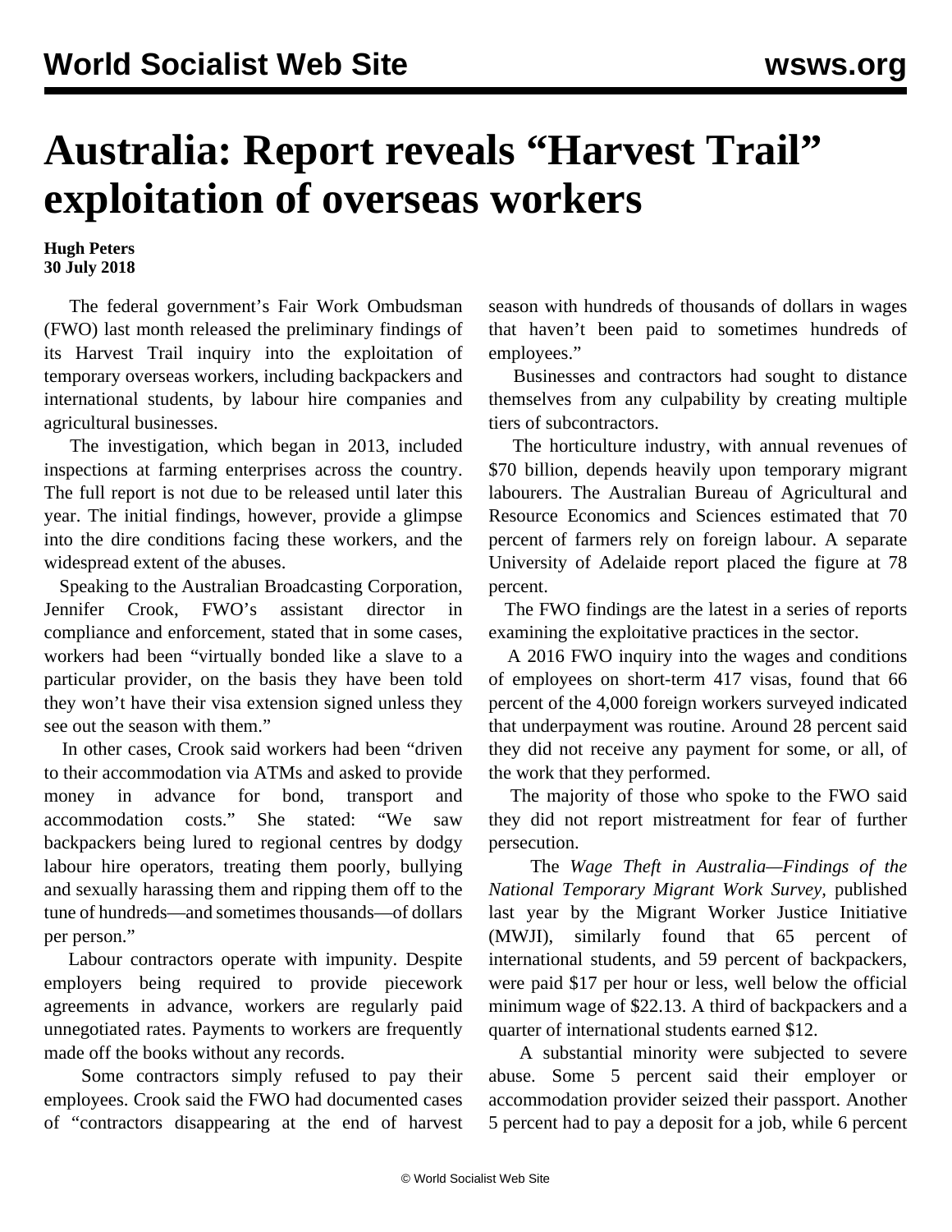# Australia: Report reveals "Harvest Trail" exploitation of overseas workers

**Hugh Peters**
**30 July 2018**

The federal government's Fair Work Ombudsman (FWO) last month released the preliminary findings of its Harvest Trail inquiry into the exploitation of temporary overseas workers, including backpackers and international students, by labour hire companies and agricultural businesses.

The investigation, which began in 2013, included inspections at farming enterprises across the country. The full report is not due to be released until later this year. The initial findings, however, provide a glimpse into the dire conditions facing these workers, and the widespread extent of the abuses.

Speaking to the Australian Broadcasting Corporation, Jennifer Crook, FWO's assistant director in compliance and enforcement, stated that in some cases, workers had been "virtually bonded like a slave to a particular provider, on the basis they have been told they won't have their visa extension signed unless they see out the season with them."

In other cases, Crook said workers had been "driven to their accommodation via ATMs and asked to provide money in advance for bond, transport and accommodation costs." She stated: "We saw backpackers being lured to regional centres by dodgy labour hire operators, treating them poorly, bullying and sexually harassing them and ripping them off to the tune of hundreds—and sometimes thousands—of dollars per person."

Labour contractors operate with impunity. Despite employers being required to provide piecework agreements in advance, workers are regularly paid unnegotiated rates. Payments to workers are frequently made off the books without any records.

Some contractors simply refused to pay their employees. Crook said the FWO had documented cases of "contractors disappearing at the end of harvest season with hundreds of thousands of dollars in wages that haven't been paid to sometimes hundreds of employees."

Businesses and contractors had sought to distance themselves from any culpability by creating multiple tiers of subcontractors.

The horticulture industry, with annual revenues of $70 billion, depends heavily upon temporary migrant labourers. The Australian Bureau of Agricultural and Resource Economics and Sciences estimated that 70 percent of farmers rely on foreign labour. A separate University of Adelaide report placed the figure at 78 percent.

The FWO findings are the latest in a series of reports examining the exploitative practices in the sector.

A 2016 FWO inquiry into the wages and conditions of employees on short-term 417 visas, found that 66 percent of the 4,000 foreign workers surveyed indicated that underpayment was routine. Around 28 percent said they did not receive any payment for some, or all, of the work that they performed.

The majority of those who spoke to the FWO said they did not report mistreatment for fear of further persecution.

The *Wage Theft in Australia—Findings of the National Temporary Migrant Work Survey*, published last year by the Migrant Worker Justice Initiative (MWJI), similarly found that 65 percent of international students, and 59 percent of backpackers, were paid $17 per hour or less, well below the official minimum wage of $22.13. A third of backpackers and a quarter of international students earned $12.

A substantial minority were subjected to severe abuse. Some 5 percent said their employer or accommodation provider seized their passport. Another 5 percent had to pay a deposit for a job, while 6 percent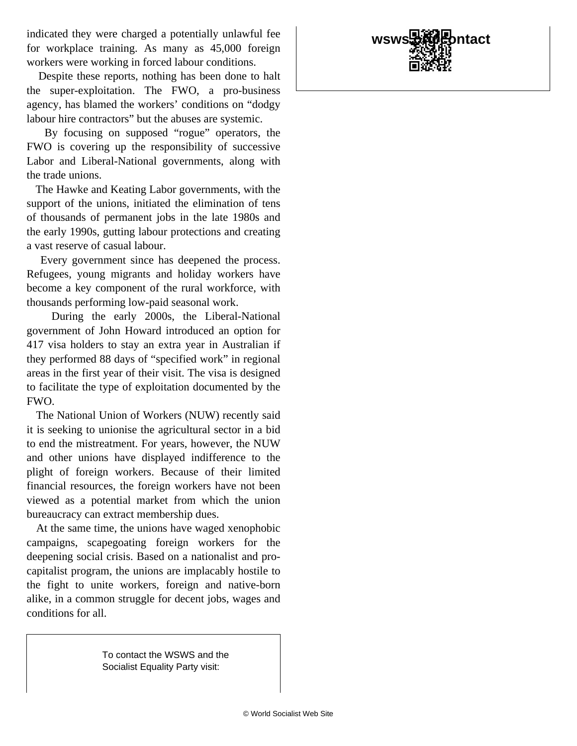indicated they were charged a potentially unlawful fee for workplace training. As many as 45,000 foreign workers were working in forced labour conditions.

Despite these reports, nothing has been done to halt the super-exploitation. The FWO, a pro-business agency, has blamed the workers' conditions on "dodgy labour hire contractors" but the abuses are systemic.

By focusing on supposed "rogue" operators, the FWO is covering up the responsibility of successive Labor and Liberal-National governments, along with the trade unions.

The Hawke and Keating Labor governments, with the support of the unions, initiated the elimination of tens of thousands of permanent jobs in the late 1980s and the early 1990s, gutting labour protections and creating a vast reserve of casual labour.

Every government since has deepened the process. Refugees, young migrants and holiday workers have become a key component of the rural workforce, with thousands performing low-paid seasonal work.

During the early 2000s, the Liberal-National government of John Howard introduced an option for 417 visa holders to stay an extra year in Australian if they performed 88 days of "specified work" in regional areas in the first year of their visit. The visa is designed to facilitate the type of exploitation documented by the FWO.

The National Union of Workers (NUW) recently said it is seeking to unionise the agricultural sector in a bid to end the mistreatment. For years, however, the NUW and other unions have displayed indifference to the plight of foreign workers. Because of their limited financial resources, the foreign workers have not been viewed as a potential market from which the union bureaucracy can extract membership dues.

At the same time, the unions have waged xenophobic campaigns, scapegoating foreign workers for the deepening social crisis. Based on a nationalist and pro-capitalist program, the unions are implacably hostile to the fight to unite workers, foreign and native-born alike, in a common struggle for decent jobs, wages and conditions for all.

To contact the WSWS and the Socialist Equality Party visit:

**wsws.org/contact**